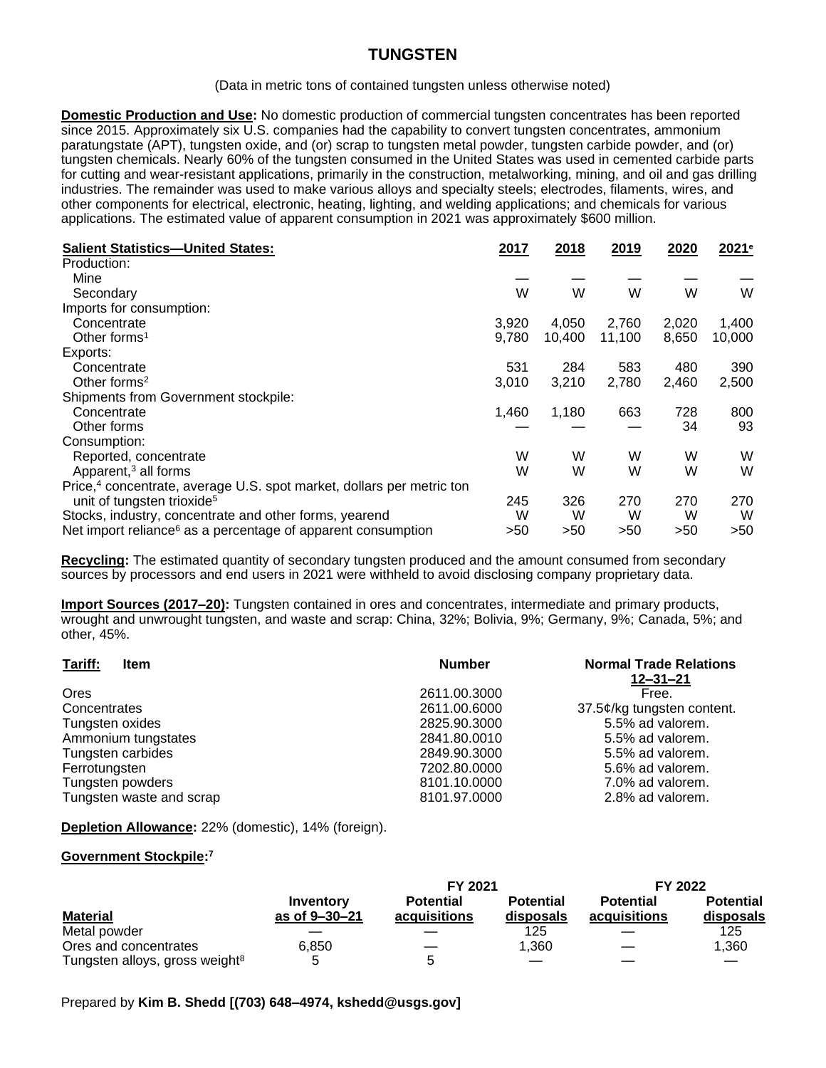# TUNGSTEN

(Data in metric tons of contained tungsten unless otherwise noted)

**Domestic Production and Use:** No domestic production of commercial tungsten concentrates has been reported since 2015. Approximately six U.S. companies had the capability to convert tungsten concentrates, ammonium paratungstate (APT), tungsten oxide, and (or) scrap to tungsten metal powder, tungsten carbide powder, and (or) tungsten chemicals. Nearly 60% of the tungsten consumed in the United States was used in cemented carbide parts for cutting and wear-resistant applications, primarily in the construction, metalworking, mining, and oil and gas drilling industries. The remainder was used to make various alloys and specialty steels; electrodes, filaments, wires, and other components for electrical, electronic, heating, lighting, and welding applications; and chemicals for various applications. The estimated value of apparent consumption in 2021 was approximately $600 million.

| Salient Statistics—United States: | 2017 | 2018 | 2019 | 2020 | 2021[e] |
|---|---|---|---|---|---|
| Production: | | | | | |
| Mine | — | — | — | — | — |
| Secondary | W | W | W | W | W |
| Imports for consumption: | | | | | |
| Concentrate | 3,920 | 4,050 | 2,760 | 2,020 | 1,400 |
| Other forms[1] | 9,780 | 10,400 | 11,100 | 8,650 | 10,000 |
| Exports: | | | | | |
| Concentrate | 531 | 284 | 583 | 480 | 390 |
| Other forms[2] | 3,010 | 3,210 | 2,780 | 2,460 | 2,500 |
| Shipments from Government stockpile: | | | | | |
| Concentrate | 1,460 | 1,180 | 663 | 728 | 800 |
| Other forms | — | — | — | 34 | 93 |
| Consumption: | | | | | |
| Reported, concentrate | W | W | W | W | W |
| Apparent,[3] all forms | W | W | W | W | W |
| Price,[4] concentrate, average U.S. spot market, dollars per metric ton unit of tungsten trioxide[5] | 245 | 326 | 270 | 270 | 270 |
| Stocks, industry, concentrate and other forms, yearend | W | W | W | W | W |
| Net import reliance[6] as a percentage of apparent consumption | >50 | >50 | >50 | >50 | >50 |

**Recycling:** The estimated quantity of secondary tungsten produced and the amount consumed from secondary sources by processors and end users in 2021 were withheld to avoid disclosing company proprietary data.

**Import Sources (2017–20):** Tungsten contained in ores and concentrates, intermediate and primary products, wrought and unwrought tungsten, and waste and scrap: China, 32%; Bolivia, 9%; Germany, 9%; Canada, 5%; and other, 45%.

| Tariff: Item | Number | Normal Trade Relations 12–31–21 |
|---|---|---|
| Ores | 2611.00.3000 | Free. |
| Concentrates | 2611.00.6000 | 37.5¢/kg tungsten content. |
| Tungsten oxides | 2825.90.3000 | 5.5% ad valorem. |
| Ammonium tungstates | 2841.80.0010 | 5.5% ad valorem. |
| Tungsten carbides | 2849.90.3000 | 5.5% ad valorem. |
| Ferrotungsten | 7202.80.0000 | 5.6% ad valorem. |
| Tungsten powders | 8101.10.0000 | 7.0% ad valorem. |
| Tungsten waste and scrap | 8101.97.0000 | 2.8% ad valorem. |

**Depletion Allowance:** 22% (domestic), 14% (foreign).

**Government Stockpile:**[7]

| | | FY 2021 | | FY 2022 | |
|---|---|---|---|---|---|
| Material | Inventory as of 9–30–21 | Potential acquisitions | Potential disposals | Potential acquisitions | Potential disposals |
| Metal powder | — | — | 125 | — | 125 |
| Ores and concentrates | 6,850 | — | 1,360 | — | 1,360 |
| Tungsten alloys, gross weight[8] | 5 | 5 | — | — | — |

Prepared by **Kim B. Shedd [(703) 648–4974, kshedd@usgs.gov]**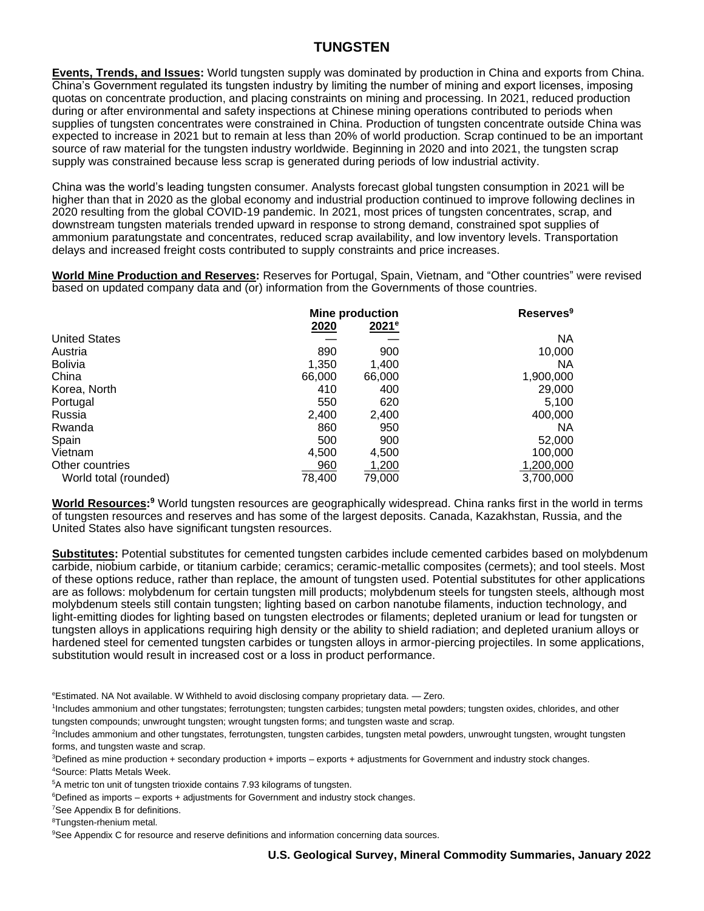# TUNGSTEN

**Events, Trends, and Issues:** World tungsten supply was dominated by production in China and exports from China. China's Government regulated its tungsten industry by limiting the number of mining and export licenses, imposing quotas on concentrate production, and placing constraints on mining and processing. In 2021, reduced production during or after environmental and safety inspections at Chinese mining operations contributed to periods when supplies of tungsten concentrates were constrained in China. Production of tungsten concentrate outside China was expected to increase in 2021 but to remain at less than 20% of world production. Scrap continued to be an important source of raw material for the tungsten industry worldwide. Beginning in 2020 and into 2021, the tungsten scrap supply was constrained because less scrap is generated during periods of low industrial activity.

China was the world's leading tungsten consumer. Analysts forecast global tungsten consumption in 2021 will be higher than that in 2020 as the global economy and industrial production continued to improve following declines in 2020 resulting from the global COVID-19 pandemic. In 2021, most prices of tungsten concentrates, scrap, and downstream tungsten materials trended upward in response to strong demand, constrained spot supplies of ammonium paratungstate and concentrates, reduced scrap availability, and low inventory levels. Transportation delays and increased freight costs contributed to supply constraints and price increases.

**World Mine Production and Reserves:** Reserves for Portugal, Spain, Vietnam, and "Other countries" were revised based on updated company data and (or) information from the Governments of those countries.

| | Mine production | | Reserves[9] |
|---|---|---|---|
| | 2020 | 2021[e] | |
| United States | — | — | NA |
| Austria | 890 | 900 | 10,000 |
| Bolivia | 1,350 | 1,400 | NA |
| China | 66,000 | 66,000 | 1,900,000 |
| Korea, North | 410 | 400 | 29,000 |
| Portugal | 550 | 620 | 5,100 |
| Russia | 2,400 | 2,400 | 400,000 |
| Rwanda | 860 | 950 | NA |
| Spain | 500 | 900 | 52,000 |
| Vietnam | 4,500 | 4,500 | 100,000 |
| Other countries | 960 | 1,200 | 1,200,000 |
| World total (rounded) | 78,400 | 79,000 | 3,700,000 |

**World Resources:**[9] World tungsten resources are geographically widespread. China ranks first in the world in terms of tungsten resources and reserves and has some of the largest deposits. Canada, Kazakhstan, Russia, and the United States also have significant tungsten resources.

**Substitutes:** Potential substitutes for cemented tungsten carbides include cemented carbides based on molybdenum carbide, niobium carbide, or titanium carbide; ceramics; ceramic-metallic composites (cermets); and tool steels. Most of these options reduce, rather than replace, the amount of tungsten used. Potential substitutes for other applications are as follows: molybdenum for certain tungsten mill products; molybdenum steels for tungsten steels, although most molybdenum steels still contain tungsten; lighting based on carbon nanotube filaments, induction technology, and light-emitting diodes for lighting based on tungsten electrodes or filaments; depleted uranium or lead for tungsten or tungsten alloys in applications requiring high density or the ability to shield radiation; and depleted uranium alloys or hardened steel for cemented tungsten carbides or tungsten alloys in armor-piercing projectiles. In some applications, substitution would result in increased cost or a loss in product performance.

[e]Estimated. NA Not available. W Withheld to avoid disclosing company proprietary data. — Zero.

[1]Includes ammonium and other tungstates; ferrotungsten; tungsten carbides; tungsten metal powders; tungsten oxides, chlorides, and other tungsten compounds; unwrought tungsten; wrought tungsten forms; and tungsten waste and scrap.

[2]Includes ammonium and other tungstates, ferrotungsten, tungsten carbides, tungsten metal powders, unwrought tungsten, wrought tungsten forms, and tungsten waste and scrap.

[3]Defined as mine production + secondary production + imports – exports + adjustments for Government and industry stock changes.

[4]Source: Platts Metals Week.

[5]A metric ton unit of tungsten trioxide contains 7.93 kilograms of tungsten.

[6]Defined as imports – exports + adjustments for Government and industry stock changes.

[7]See Appendix B for definitions.

[8]Tungsten-rhenium metal.

[9]See Appendix C for resource and reserve definitions and information concerning data sources.